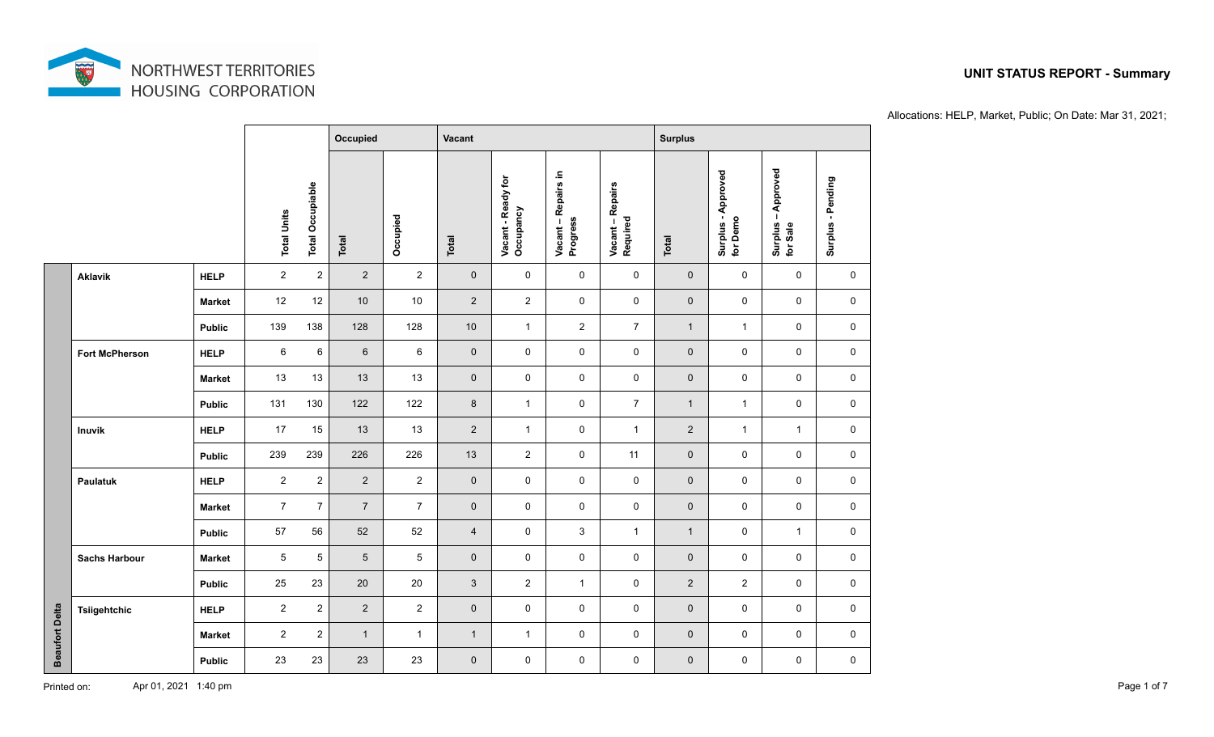NORTHWEST TERRITORIES HOUSING CORPORATION

# UNIT STATUS REPORT - Summary

Allocations: HELP, Market, Public; On Date: Mar 31, 2021;

| Region | Community | Allocation | Total Units | Total Occupiable | Occupied | | Vacant | | | | Surplus | | | |
|---|---|---|---|---|---|---|---|---|---|---|---|---|---|---|
| | | | | | Total | Occupied | Total | Vacant - Ready for Occupancy | Vacant – Repairs in Progress | Vacant – Repairs Required | Total | Surplus - Approved for Demo | Surplus – Approved for Sale | Surplus - Pending |
| Beaufort Delta | Aklavik | HELP | 2 | 2 | 2 | 2 | 0 | 0 | 0 | 0 | 0 | 0 | 0 | 0 |
| | | Market | 12 | 12 | 10 | 10 | 2 | 2 | 0 | 0 | 0 | 0 | 0 | 0 |
| | | Public | 139 | 138 | 128 | 128 | 10 | 1 | 2 | 7 | 1 | 1 | 0 | 0 |
| | Fort McPherson | HELP | 6 | 6 | 6 | 6 | 0 | 0 | 0 | 0 | 0 | 0 | 0 | 0 |
| | | Market | 13 | 13 | 13 | 13 | 0 | 0 | 0 | 0 | 0 | 0 | 0 | 0 |
| | | Public | 131 | 130 | 122 | 122 | 8 | 1 | 0 | 7 | 1 | 1 | 0 | 0 |
| | Inuvik | HELP | 17 | 15 | 13 | 13 | 2 | 1 | 0 | 1 | 2 | 1 | 1 | 0 |
| | | Public | 239 | 239 | 226 | 226 | 13 | 2 | 0 | 11 | 0 | 0 | 0 | 0 |
| | Paulatuk | HELP | 2 | 2 | 2 | 2 | 0 | 0 | 0 | 0 | 0 | 0 | 0 | 0 |
| | | Market | 7 | 7 | 7 | 7 | 0 | 0 | 0 | 0 | 0 | 0 | 0 | 0 |
| | | Public | 57 | 56 | 52 | 52 | 4 | 0 | 3 | 1 | 1 | 0 | 1 | 0 |
| | Sachs Harbour | Market | 5 | 5 | 5 | 5 | 0 | 0 | 0 | 0 | 0 | 0 | 0 | 0 |
| | | Public | 25 | 23 | 20 | 20 | 3 | 2 | 1 | 0 | 2 | 2 | 0 | 0 |
| | Tsiigehtchic | HELP | 2 | 2 | 2 | 2 | 0 | 0 | 0 | 0 | 0 | 0 | 0 | 0 |
| | | Market | 2 | 2 | 1 | 1 | 1 | 1 | 0 | 0 | 0 | 0 | 0 | 0 |
| | | Public | 23 | 23 | 23 | 23 | 0 | 0 | 0 | 0 | 0 | 0 | 0 | 0 |

Printed on: Apr 01, 2021 1:40 pm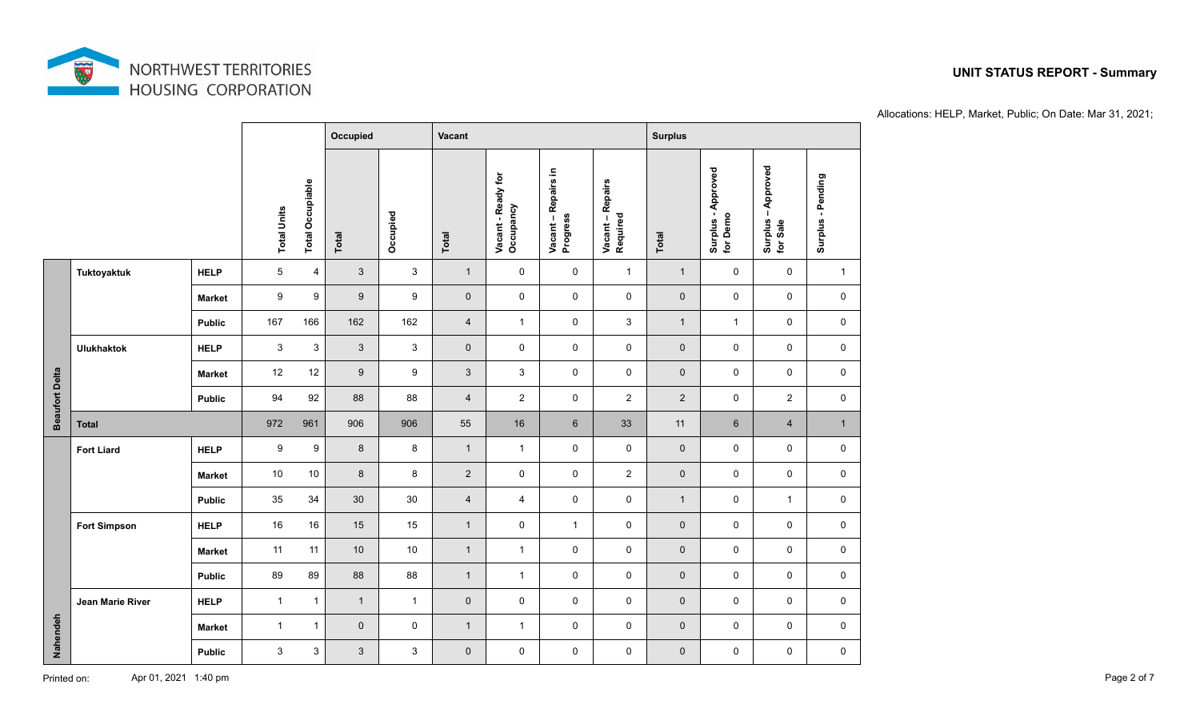NORTHWEST TERRITORIES HOUSING CORPORATION

## UNIT STATUS REPORT - Summary

Allocations: HELP, Market, Public; On Date: Mar 31, 2021;

| Region | Community | Allocation | Total Units | Total Occupiable | Occupied | | Vacant | | | | Surplus | | | |
|---|---|---|---|---|---|---|---|---|---|---|---|---|---|---|
| | | | | | Total | Occupied | Total | Vacant - Ready for Occupancy | Vacant – Repairs in Progress | Vacant – Repairs Required | Total | Surplus - Approved for Demo | Surplus – Approved for Sale | Surplus - Pending |
| Beaufort Delta | Tuktoyaktuk | HELP | 5 | 4 | 3 | 3 | 1 | 0 | 0 | 1 | 1 | 0 | 0 | 1 |
| | | Market | 9 | 9 | 9 | 9 | 0 | 0 | 0 | 0 | 0 | 0 | 0 | 0 |
| | | Public | 167 | 166 | 162 | 162 | 4 | 1 | 0 | 3 | 1 | 1 | 0 | 0 |
| | Ulukhaktok | HELP | 3 | 3 | 3 | 3 | 0 | 0 | 0 | 0 | 0 | 0 | 0 | 0 |
| | | Market | 12 | 12 | 9 | 9 | 3 | 3 | 0 | 0 | 0 | 0 | 0 | 0 |
| | | Public | 94 | 92 | 88 | 88 | 4 | 2 | 0 | 2 | 2 | 0 | 2 | 0 |
| | Total | | 972 | 961 | 906 | 906 | 55 | 16 | 6 | 33 | 11 | 6 | 4 | 1 |
| Nahendeh | Fort Liard | HELP | 9 | 9 | 8 | 8 | 1 | 1 | 0 | 0 | 0 | 0 | 0 | 0 |
| | | Market | 10 | 10 | 8 | 8 | 2 | 0 | 0 | 2 | 0 | 0 | 0 | 0 |
| | | Public | 35 | 34 | 30 | 30 | 4 | 4 | 0 | 0 | 1 | 0 | 1 | 0 |
| | Fort Simpson | HELP | 16 | 16 | 15 | 15 | 1 | 0 | 1 | 0 | 0 | 0 | 0 | 0 |
| | | Market | 11 | 11 | 10 | 10 | 1 | 1 | 0 | 0 | 0 | 0 | 0 | 0 |
| | | Public | 89 | 89 | 88 | 88 | 1 | 1 | 0 | 0 | 0 | 0 | 0 | 0 |
| | Jean Marie River | HELP | 1 | 1 | 1 | 1 | 0 | 0 | 0 | 0 | 0 | 0 | 0 | 0 |
| | | Market | 1 | 1 | 0 | 0 | 1 | 1 | 0 | 0 | 0 | 0 | 0 | 0 |
| | | Public | 3 | 3 | 3 | 3 | 0 | 0 | 0 | 0 | 0 | 0 | 0 | 0 |

Printed on: Apr 01, 2021 1:40 pm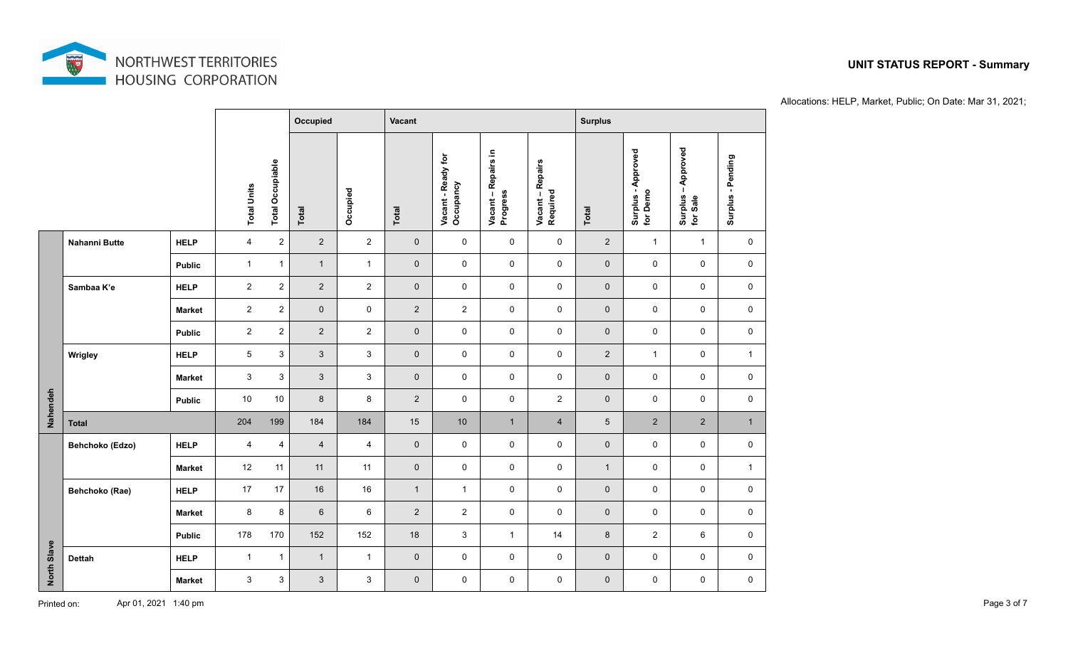NORTHWEST TERRITORIES HOUSING CORPORATION

# UNIT STATUS REPORT - Summary

Allocations: HELP, Market, Public; On Date: Mar 31, 2021;

| Region | Community | Allocation | Total Units | Total Occupiable | Occupied | | Vacant | | | | Surplus | | | |
|---|---|---|---|---|---|---|---|---|---|---|---|---|---|---|
| | | | | | Total | Occupied | Total | Vacant - Ready for Occupancy | Vacant – Repairs in Progress | Vacant – Repairs Required | Total | Surplus - Approved for Demo | Surplus – Approved for Sale | Surplus - Pending |
| Nahendeh | Nahanni Butte | HELP | 4 | 2 | 2 | 2 | 0 | 0 | 0 | 0 | 2 | 1 | 1 | 0 |
| | | Public | 1 | 1 | 1 | 1 | 0 | 0 | 0 | 0 | 0 | 0 | 0 | 0 |
| | Sambaa K'e | HELP | 2 | 2 | 2 | 2 | 0 | 0 | 0 | 0 | 0 | 0 | 0 | 0 |
| | | Market | 2 | 2 | 0 | 0 | 2 | 2 | 0 | 0 | 0 | 0 | 0 | 0 |
| | | Public | 2 | 2 | 2 | 2 | 0 | 0 | 0 | 0 | 0 | 0 | 0 | 0 |
| | Wrigley | HELP | 5 | 3 | 3 | 3 | 0 | 0 | 0 | 0 | 2 | 1 | 0 | 1 |
| | | Market | 3 | 3 | 3 | 3 | 0 | 0 | 0 | 0 | 0 | 0 | 0 | 0 |
| | | Public | 10 | 10 | 8 | 8 | 2 | 0 | 0 | 2 | 0 | 0 | 0 | 0 |
| | **Total** | | 204 | 199 | 184 | 184 | 15 | 10 | 1 | 4 | 5 | 2 | 2 | 1 |
| North Slave | Behchoko (Edzo) | HELP | 4 | 4 | 4 | 4 | 0 | 0 | 0 | 0 | 0 | 0 | 0 | 0 |
| | | Market | 12 | 11 | 11 | 11 | 0 | 0 | 0 | 0 | 1 | 0 | 0 | 1 |
| | Behchoko (Rae) | HELP | 17 | 17 | 16 | 16 | 1 | 1 | 0 | 0 | 0 | 0 | 0 | 0 |
| | | Market | 8 | 8 | 6 | 6 | 2 | 2 | 0 | 0 | 0 | 0 | 0 | 0 |
| | | Public | 178 | 170 | 152 | 152 | 18 | 3 | 1 | 14 | 8 | 2 | 6 | 0 |
| | Dettah | HELP | 1 | 1 | 1 | 1 | 0 | 0 | 0 | 0 | 0 | 0 | 0 | 0 |
| | | Market | 3 | 3 | 3 | 3 | 0 | 0 | 0 | 0 | 0 | 0 | 0 | 0 |

Printed on: Apr 01, 2021 1:40 pm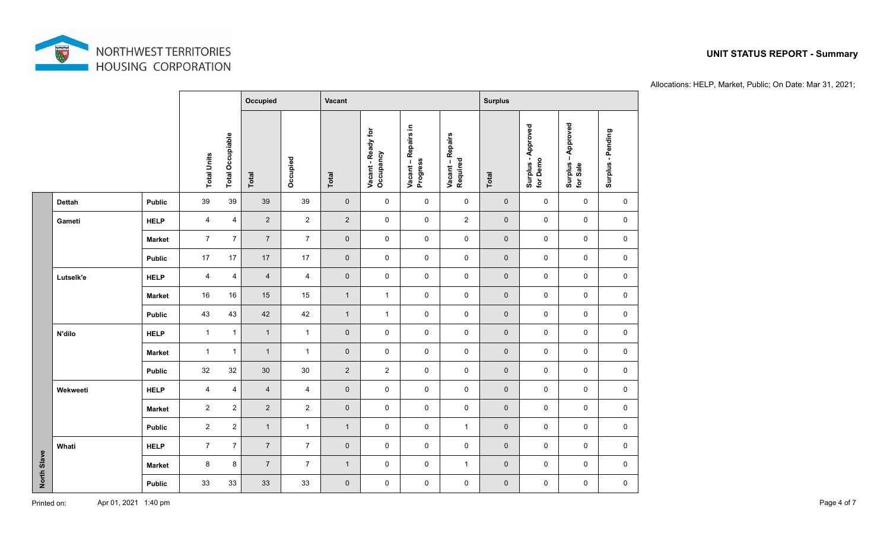NORTHWEST TERRITORIES HOUSING CORPORATION

# UNIT STATUS REPORT - Summary

Allocations: HELP, Market, Public; On Date: Mar 31, 2021;

| Region | Community | Allocation | Total Units | Total Occupiable | Occupied | | Vacant | | | | Surplus | | | |
|---|---|---|---|---|---|---|---|---|---|---|---|---|---|---|
| | | | | | Total | Occupied | Total | Vacant - Ready for Occupancy | Vacant – Repairs in Progress | Vacant – Repairs Required | Total | Surplus - Approved for Demo | Surplus – Approved for Sale | Surplus - Pending |
| North Slave | Dettah | Public | 39 | 39 | 39 | 39 | 0 | 0 | 0 | 0 | 0 | 0 | 0 | 0 |
| | Gameti | HELP | 4 | 4 | 2 | 2 | 2 | 0 | 0 | 2 | 0 | 0 | 0 | 0 |
| | | Market | 7 | 7 | 7 | 7 | 0 | 0 | 0 | 0 | 0 | 0 | 0 | 0 |
| | | Public | 17 | 17 | 17 | 17 | 0 | 0 | 0 | 0 | 0 | 0 | 0 | 0 |
| | Lutselk'e | HELP | 4 | 4 | 4 | 4 | 0 | 0 | 0 | 0 | 0 | 0 | 0 | 0 |
| | | Market | 16 | 16 | 15 | 15 | 1 | 1 | 0 | 0 | 0 | 0 | 0 | 0 |
| | | Public | 43 | 43 | 42 | 42 | 1 | 1 | 0 | 0 | 0 | 0 | 0 | 0 |
| | N'dilo | HELP | 1 | 1 | 1 | 1 | 0 | 0 | 0 | 0 | 0 | 0 | 0 | 0 |
| | | Market | 1 | 1 | 1 | 1 | 0 | 0 | 0 | 0 | 0 | 0 | 0 | 0 |
| | | Public | 32 | 32 | 30 | 30 | 2 | 2 | 0 | 0 | 0 | 0 | 0 | 0 |
| | Wekweeti | HELP | 4 | 4 | 4 | 4 | 0 | 0 | 0 | 0 | 0 | 0 | 0 | 0 |
| | | Market | 2 | 2 | 2 | 2 | 0 | 0 | 0 | 0 | 0 | 0 | 0 | 0 |
| | | Public | 2 | 2 | 1 | 1 | 1 | 0 | 0 | 1 | 0 | 0 | 0 | 0 |
| | Whati | HELP | 7 | 7 | 7 | 7 | 0 | 0 | 0 | 0 | 0 | 0 | 0 | 0 |
| | | Market | 8 | 8 | 7 | 7 | 1 | 0 | 0 | 1 | 0 | 0 | 0 | 0 |
| | | Public | 33 | 33 | 33 | 33 | 0 | 0 | 0 | 0 | 0 | 0 | 0 | 0 |

Printed on: Apr 01, 2021 1:40 pm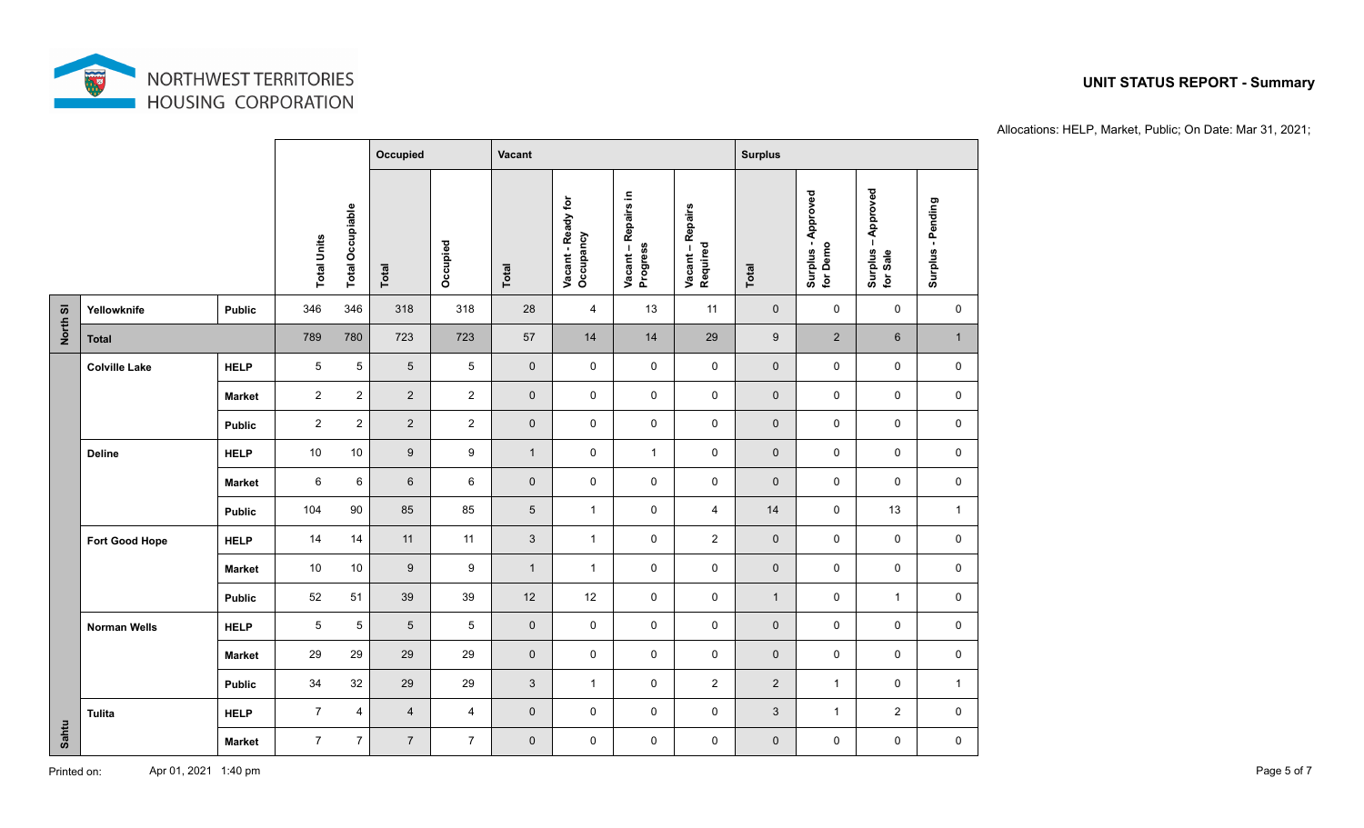NORTHWEST TERRITORIES HOUSING CORPORATION

## UNIT STATUS REPORT - Summary

Allocations: HELP, Market, Public; On Date: Mar 31, 2021;

| Region | Community | Allocation | Total Units | Total Occupiable | Occupied | | Vacant | | | | Surplus | | | |
|---|---|---|---|---|---|---|---|---|---|---|---|---|---|---|
| | | | | | Total | Occupied | Total | Vacant - Ready for Occupancy | Vacant – Repairs in Progress | Vacant – Repairs Required | Total | Surplus - Approved for Demo | Surplus – Approved for Sale | Surplus - Pending |
| North Sl | Yellowknife | Public | 346 | 346 | 318 | 318 | 28 | 4 | 13 | 11 | 0 | 0 | 0 | 0 |
| North Sl | Total | | 789 | 780 | 723 | 723 | 57 | 14 | 14 | 29 | 9 | 2 | 6 | 1 |
| Sahtu | Colville Lake | HELP | 5 | 5 | 5 | 5 | 0 | 0 | 0 | 0 | 0 | 0 | 0 | 0 |
| | | Market | 2 | 2 | 2 | 2 | 0 | 0 | 0 | 0 | 0 | 0 | 0 | 0 |
| | | Public | 2 | 2 | 2 | 2 | 0 | 0 | 0 | 0 | 0 | 0 | 0 | 0 |
| | Deline | HELP | 10 | 10 | 9 | 9 | 1 | 0 | 1 | 0 | 0 | 0 | 0 | 0 |
| | | Market | 6 | 6 | 6 | 6 | 0 | 0 | 0 | 0 | 0 | 0 | 0 | 0 |
| | | Public | 104 | 90 | 85 | 85 | 5 | 1 | 0 | 4 | 14 | 0 | 13 | 1 |
| | Fort Good Hope | HELP | 14 | 14 | 11 | 11 | 3 | 1 | 0 | 2 | 0 | 0 | 0 | 0 |
| | | Market | 10 | 10 | 9 | 9 | 1 | 1 | 0 | 0 | 0 | 0 | 0 | 0 |
| | | Public | 52 | 51 | 39 | 39 | 12 | 12 | 0 | 0 | 1 | 0 | 1 | 0 |
| | Norman Wells | HELP | 5 | 5 | 5 | 5 | 0 | 0 | 0 | 0 | 0 | 0 | 0 | 0 |
| | | Market | 29 | 29 | 29 | 29 | 0 | 0 | 0 | 0 | 0 | 0 | 0 | 0 |
| | | Public | 34 | 32 | 29 | 29 | 3 | 1 | 0 | 2 | 2 | 1 | 0 | 1 |
| | Tulita | HELP | 7 | 4 | 4 | 4 | 0 | 0 | 0 | 0 | 3 | 1 | 2 | 0 |
| | | Market | 7 | 7 | 7 | 7 | 0 | 0 | 0 | 0 | 0 | 0 | 0 | 0 |

Printed on: Apr 01, 2021 1:40 pm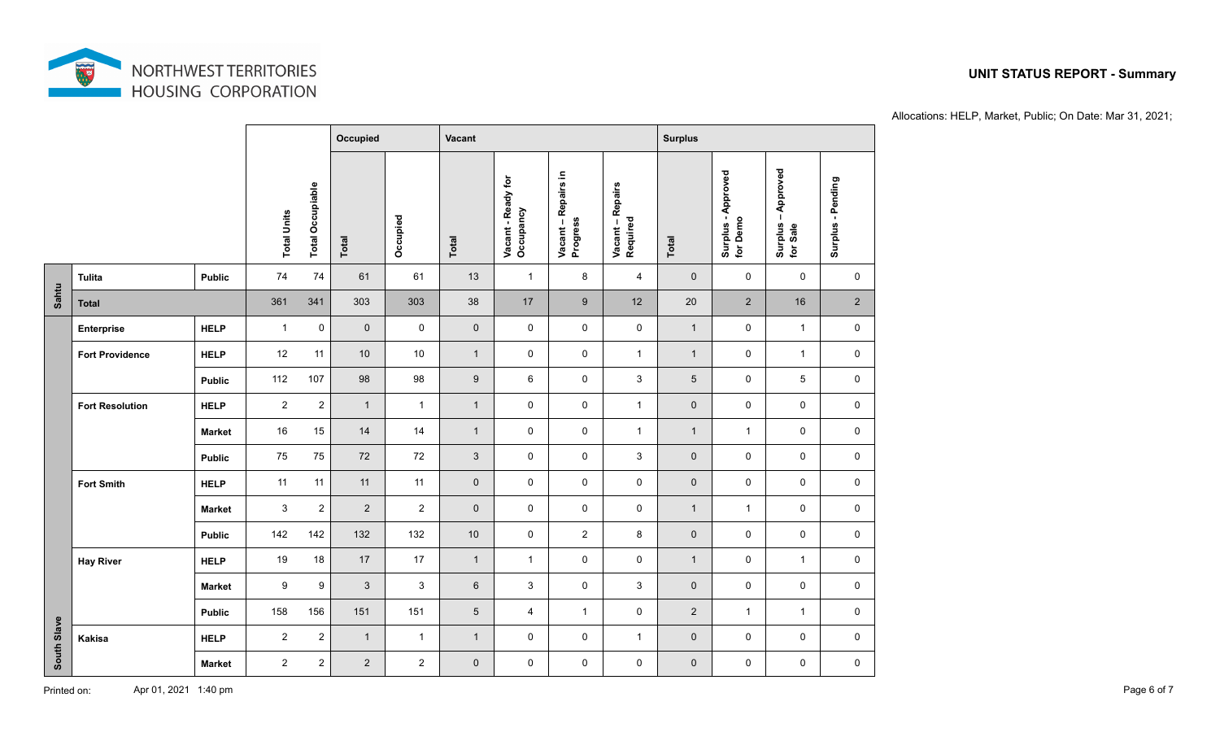# UNIT STATUS REPORT - Summary

Allocations: HELP, Market, Public; On Date: Mar 31, 2021;

| Region | Community | Allocation | Total Units | Total Occupiable | Occupied | | Vacant | | | | Surplus | | | |
|---|---|---|---|---|---|---|---|---|---|---|---|---|---|---|
| | | | | | Total | Occupied | Total | Vacant - Ready for Occupancy | Vacant – Repairs in Progress | Vacant – Repairs Required | Total | Surplus - Approved for Demo | Surplus – Approved for Sale | Surplus - Pending |
| Sahtu | Tulita | Public | 74 | 74 | 61 | 61 | 13 | 1 | 8 | 4 | 0 | 0 | 0 | 0 |
| Sahtu | Total | | 361 | 341 | 303 | 303 | 38 | 17 | 9 | 12 | 20 | 2 | 16 | 2 |
| South Slave | Enterprise | HELP | 1 | 0 | 0 | 0 | 0 | 0 | 0 | 0 | 1 | 0 | 1 | 0 |
| South Slave | Fort Providence | HELP | 12 | 11 | 10 | 10 | 1 | 0 | 0 | 1 | 1 | 0 | 1 | 0 |
| | | Public | 112 | 107 | 98 | 98 | 9 | 6 | 0 | 3 | 5 | 0 | 5 | 0 |
| South Slave | Fort Resolution | HELP | 2 | 2 | 1 | 1 | 1 | 0 | 0 | 1 | 0 | 0 | 0 | 0 |
| | | Market | 16 | 15 | 14 | 14 | 1 | 0 | 0 | 1 | 1 | 1 | 0 | 0 |
| | | Public | 75 | 75 | 72 | 72 | 3 | 0 | 0 | 3 | 0 | 0 | 0 | 0 |
| South Slave | Fort Smith | HELP | 11 | 11 | 11 | 11 | 0 | 0 | 0 | 0 | 0 | 0 | 0 | 0 |
| | | Market | 3 | 2 | 2 | 2 | 0 | 0 | 0 | 0 | 1 | 1 | 0 | 0 |
| | | Public | 142 | 142 | 132 | 132 | 10 | 0 | 2 | 8 | 0 | 0 | 0 | 0 |
| South Slave | Hay River | HELP | 19 | 18 | 17 | 17 | 1 | 1 | 0 | 0 | 1 | 0 | 1 | 0 |
| | | Market | 9 | 9 | 3 | 3 | 6 | 3 | 0 | 3 | 0 | 0 | 0 | 0 |
| | | Public | 158 | 156 | 151 | 151 | 5 | 4 | 1 | 0 | 2 | 1 | 1 | 0 |
| South Slave | Kakisa | HELP | 2 | 2 | 1 | 1 | 1 | 0 | 0 | 1 | 0 | 0 | 0 | 0 |
| | | Market | 2 | 2 | 2 | 2 | 0 | 0 | 0 | 0 | 0 | 0 | 0 | 0 |

Printed on: Apr 01, 2021 1:40 pm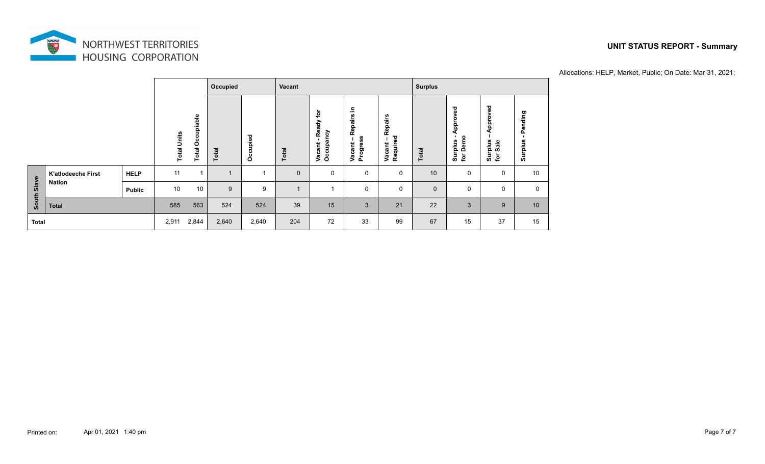NORTHWEST TERRITORIES HOUSING CORPORATION

## UNIT STATUS REPORT - Summary

Allocations: HELP, Market, Public; On Date: Mar 31, 2021;

| | | | | | Occupied | | Vacant | | | | Surplus | | | |
|---|---|---|---|---|---|---|---|---|---|---|---|---|---|---|
| | | | Total Units | Total Occupiable | Total | Occupied | Total | Vacant - Ready for Occupancy | Vacant – Repairs in Progress | Vacant – Repairs Required | Total | Surplus - Approved for Demo | Surplus – Approved for Sale | Surplus - Pending |
| South Slave | K'atlodeeche First Nation | HELP | 11 | 1 | 1 | 1 | 0 | 0 | 0 | 0 | 10 | 0 | 0 | 10 |
| | | Public | 10 | 10 | 9 | 9 | 1 | 1 | 0 | 0 | 0 | 0 | 0 | 0 |
| | Total | | 585 | 563 | 524 | 524 | 39 | 15 | 3 | 21 | 22 | 3 | 9 | 10 |
| Total | | | 2,911 | 2,844 | 2,640 | 2,640 | 204 | 72 | 33 | 99 | 67 | 15 | 37 | 15 |

Printed on: Apr 01, 2021 1:40 pm